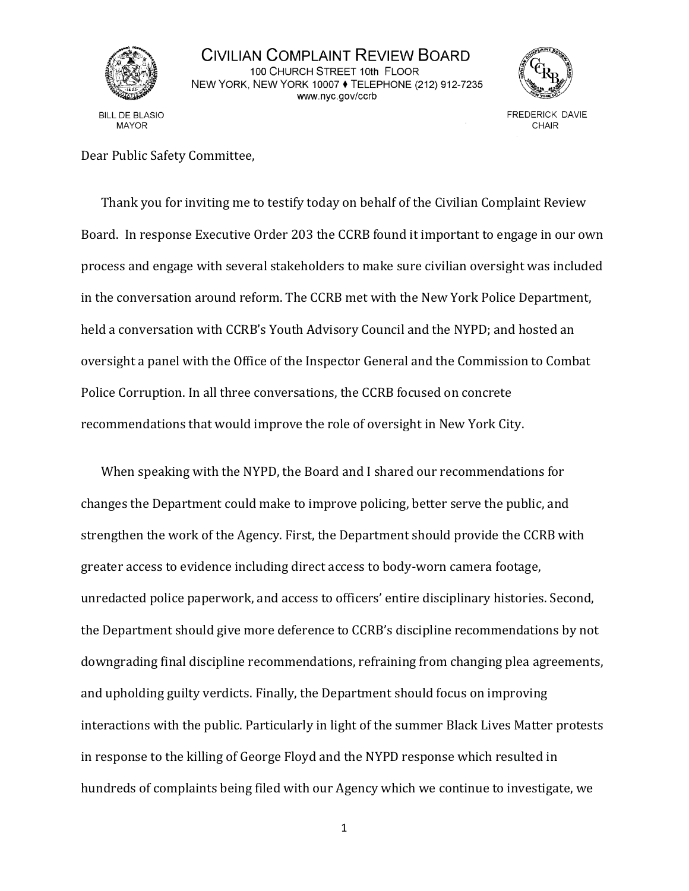CIVILIAN COMPLAINT REVIEW BOARD
100 CHURCH STREET 10th FLOOR
NEW YORK, NEW YORK 10007 ♦ TELEPHONE (212) 912-7235
www.nyc.gov/ccrb

BILL DE BLASIO
MAYOR

FREDERICK DAVIE
CHAIR

Dear Public Safety Committee,

Thank you for inviting me to testify today on behalf of the Civilian Complaint Review Board. In response Executive Order 203 the CCRB found it important to engage in our own process and engage with several stakeholders to make sure civilian oversight was included in the conversation around reform. The CCRB met with the New York Police Department, held a conversation with CCRB's Youth Advisory Council and the NYPD; and hosted an oversight a panel with the Office of the Inspector General and the Commission to Combat Police Corruption. In all three conversations, the CCRB focused on concrete recommendations that would improve the role of oversight in New York City.

When speaking with the NYPD, the Board and I shared our recommendations for changes the Department could make to improve policing, better serve the public, and strengthen the work of the Agency. First, the Department should provide the CCRB with greater access to evidence including direct access to body-worn camera footage, unredacted police paperwork, and access to officers' entire disciplinary histories. Second, the Department should give more deference to CCRB's discipline recommendations by not downgrading final discipline recommendations, refraining from changing plea agreements, and upholding guilty verdicts. Finally, the Department should focus on improving interactions with the public. Particularly in light of the summer Black Lives Matter protests in response to the killing of George Floyd and the NYPD response which resulted in hundreds of complaints being filed with our Agency which we continue to investigate, we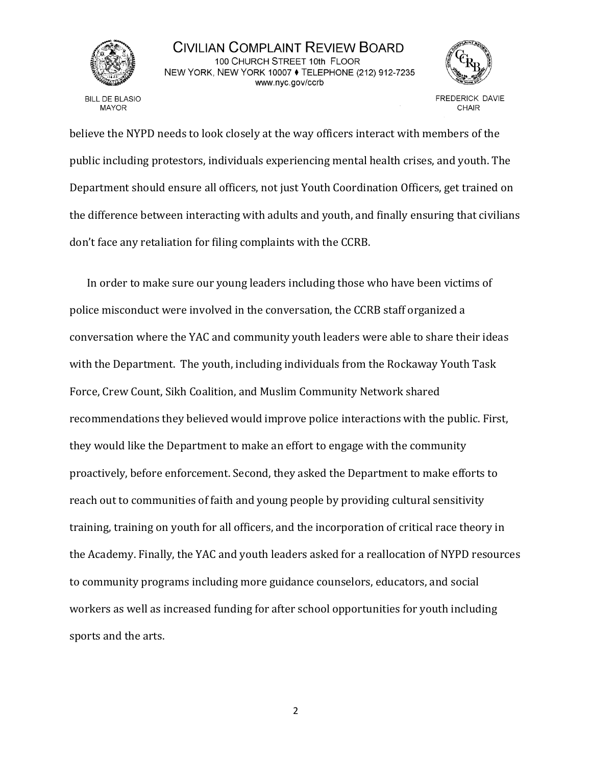believe the NYPD needs to look closely at the way officers interact with members of the public including protestors, individuals experiencing mental health crises, and youth. The Department should ensure all officers, not just Youth Coordination Officers, get trained on the difference between interacting with adults and youth, and finally ensuring that civilians don't face any retaliation for filing complaints with the CCRB.

In order to make sure our young leaders including those who have been victims of police misconduct were involved in the conversation, the CCRB staff organized a conversation where the YAC and community youth leaders were able to share their ideas with the Department. The youth, including individuals from the Rockaway Youth Task Force, Crew Count, Sikh Coalition, and Muslim Community Network shared recommendations they believed would improve police interactions with the public. First, they would like the Department to make an effort to engage with the community proactively, before enforcement. Second, they asked the Department to make efforts to reach out to communities of faith and young people by providing cultural sensitivity training, training on youth for all officers, and the incorporation of critical race theory in the Academy. Finally, the YAC and youth leaders asked for a reallocation of NYPD resources to community programs including more guidance counselors, educators, and social workers as well as increased funding for after school opportunities for youth including sports and the arts.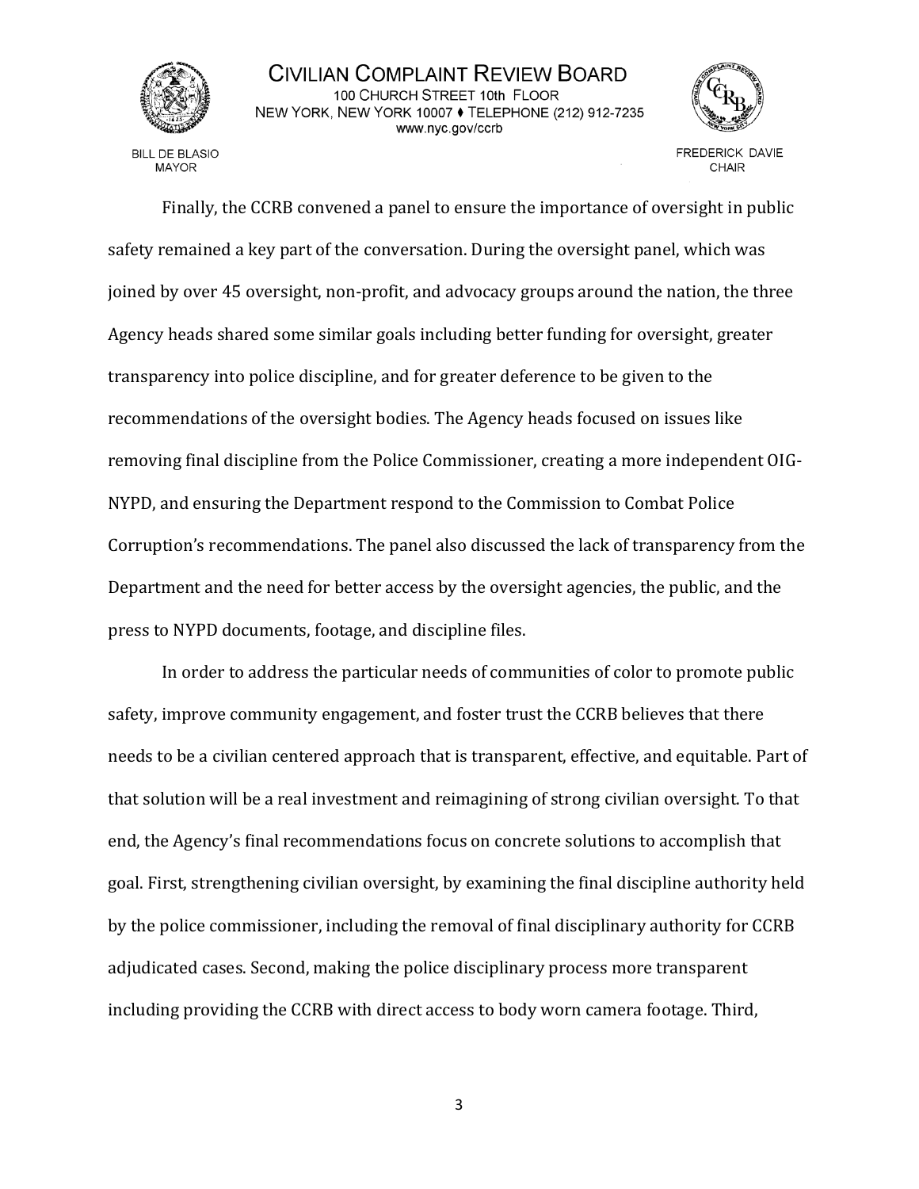Finally, the CCRB convened a panel to ensure the importance of oversight in public safety remained a key part of the conversation. During the oversight panel, which was joined by over 45 oversight, non-profit, and advocacy groups around the nation, the three Agency heads shared some similar goals including better funding for oversight, greater transparency into police discipline, and for greater deference to be given to the recommendations of the oversight bodies. The Agency heads focused on issues like removing final discipline from the Police Commissioner, creating a more independent OIG-NYPD, and ensuring the Department respond to the Commission to Combat Police Corruption's recommendations. The panel also discussed the lack of transparency from the Department and the need for better access by the oversight agencies, the public, and the press to NYPD documents, footage, and discipline files.

In order to address the particular needs of communities of color to promote public safety, improve community engagement, and foster trust the CCRB believes that there needs to be a civilian centered approach that is transparent, effective, and equitable. Part of that solution will be a real investment and reimagining of strong civilian oversight. To that end, the Agency's final recommendations focus on concrete solutions to accomplish that goal. First, strengthening civilian oversight, by examining the final discipline authority held by the police commissioner, including the removal of final disciplinary authority for CCRB adjudicated cases. Second, making the police disciplinary process more transparent including providing the CCRB with direct access to body worn camera footage. Third,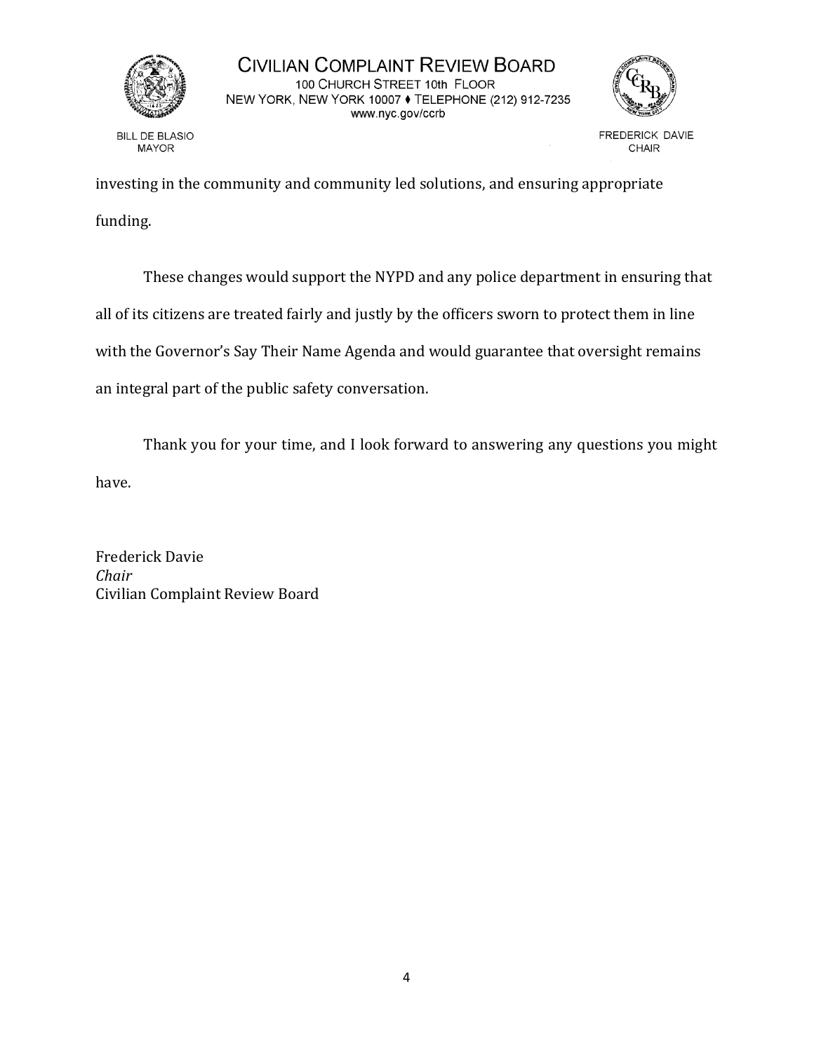investing in the community and community led solutions, and ensuring appropriate funding.

These changes would support the NYPD and any police department in ensuring that all of its citizens are treated fairly and justly by the officers sworn to protect them in line with the Governor's Say Their Name Agenda and would guarantee that oversight remains an integral part of the public safety conversation.

Thank you for your time, and I look forward to answering any questions you might have.

Frederick Davie
*Chair*
Civilian Complaint Review Board